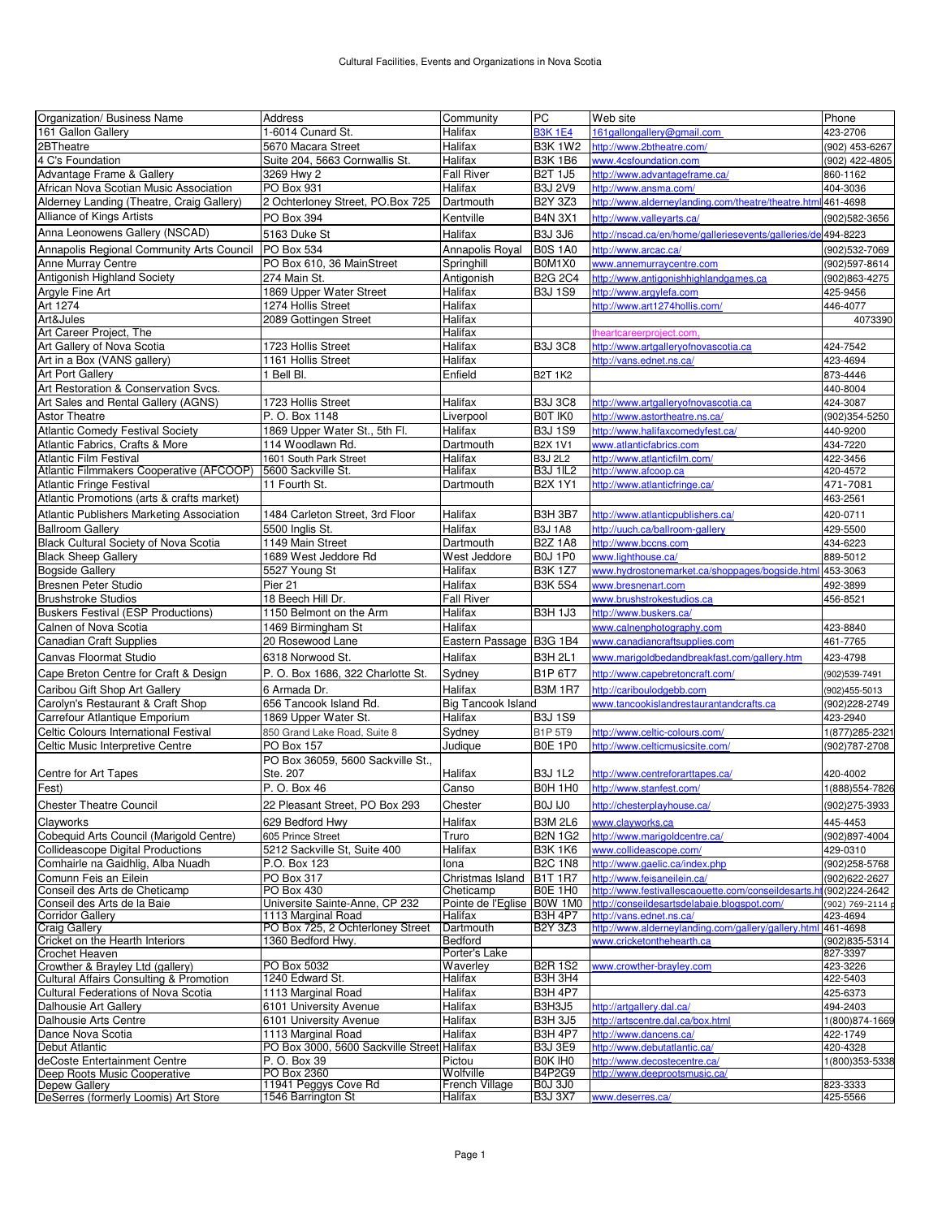# Cultural Facilities, Events and Organizations in Nova Scotia

| Organization/ Business Name | Address | Community | PC | Web site | Phone |
|---|---|---|---|---|---|
| 161 Gallon Gallery | 1-6014 Cunard St. | Halifax | B3K 1E4 | 161gallongallery@gmail.com | 423-2706 |
| 2BTheatre | 5670 Macara Street | Halifax | B3K 1W2 | http://www.2btheatre.com/ | (902) 453-6267 |
| 4 C's Foundation | Suite 204, 5663 Cornwallis St. | Halifax | B3K 1B6 | www.4csfoundation.com | (902) 422-4805 |
| Advantage Frame & Gallery | 3269 Hwy 2 | Fall River | B2T 1J5 | http://www.advantageframe.ca/ | 860-1162 |
| African Nova Scotian Music Association | PO Box 931 | Halifax | B3J 2V9 | http://www.ansma.com/ | 404-3036 |
| Alderney Landing (Theatre, Craig Gallery) | 2 Ochterloney Street, PO.Box 725 | Dartmouth | B2Y 3Z3 | http://www.alderneylanding.com/theatre/theatre.html | 461-4698 |
| Alliance of Kings Artists | PO Box 394 | Kentville | B4N 3X1 | http://www.valleyarts.ca/ | (902)582-3656 |
| Anna Leonowens Gallery (NSCAD) | 5163 Duke St | Halifax | B3J 3J6 | http://nscad.ca/en/home/galleriesevents/galleries/de | 494-8223 |
| Annapolis Regional Community Arts Council | PO Box 534 | Annapolis Royal | B0S 1A0 | http://www.arcac.ca/ | (902)532-7069 |
| Anne Murray Centre | PO Box 610, 36 MainStreet | Springhill | B0M1X0 | www.annemurraycentre.com | (902)597-8614 |
| Antigonish Highland Society | 274 Main St. | Antigonish | B2G 2C4 | http://www.antigonishhighlandgames.ca | (902)863-4275 |
| Argyle Fine Art | 1869 Upper Water Street | Halifax | B3J 1S9 | http://www.argylefa.com | 425-9456 |
| Art 1274 | 1274 Hollis Street | Halifax | | http://www.art1274hollis.com/ | 446-4077 |
| Art&Jules | 2089 Gottingen Street | Halifax | | | 4073390 |
| Art Career Project, The | | Halifax | | theartcareerproject.com, | |
| Art Gallery of Nova Scotia | 1723 Hollis Street | Halifax | B3J 3C8 | http://www.artgalleryofnovascotia.ca | 424-7542 |
| Art in a Box (VANS gallery) | 1161 Hollis Street | Halifax | | http://vans.ednet.ns.ca/ | 423-4694 |
| Art Port Gallery | 1 Bell Bl. | Enfield | B2T 1K2 | | 873-4446 |
| Art Restoration & Conservation Svcs. | | | | | 440-8004 |
| Art Sales and Rental Gallery (AGNS) | 1723 Hollis Street | Halifax | B3J 3C8 | http://www.artgalleryofnovascotia.ca | 424-3087 |
| Astor Theatre | P. O. Box 1148 | Liverpool | B0T IK0 | http://www.astortheatre.ns.ca/ | (902)354-5250 |
| Atlantic Comedy Festival Society | 1869 Upper Water St., 5th Fl. | Halifax | B3J 1S9 | http://www.halifaxcomedyfest.ca/ | 440-9200 |
| Atlantic Fabrics, Crafts & More | 114 Woodlawn Rd. | Dartmouth | B2X 1V1 | www.atlanticfabrics.com | 434-7220 |
| Atlantic Film Festival | 1601 South Park Street | Halifax | B3J 2L2 | http://www.atlanticfilm.com/ | 422-3456 |
| Atlantic Filmmakers Cooperative (AFCOOP) | 5600 Sackville St. | Halifax | B3J 1lL2 | http://www.afcoop.ca | 420-4572 |
| Atlantic Fringe Festival | 11 Fourth St. | Dartmouth | B2X 1Y1 | http://www.atlanticfringe.ca/ | 471-7081 |
| Atlantic Promotions (arts & crafts market) | | | | | 463-2561 |
| Atlantic Publishers Marketing Association | 1484 Carleton Street, 3rd Floor | Halifax | B3H 3B7 | http://www.atlanticpublishers.ca/ | 420-0711 |
| Ballroom Gallery | 5500 Inglis St. | Halifax | B3J 1A8 | http://uuch.ca/ballroom-gallery | 429-5500 |
| Black Cultural Society of Nova Scotia | 1149 Main Street | Dartmouth | B2Z 1A8 | http://www.bccns.com | 434-6223 |
| Black Sheep Gallery | 1689 West Jeddore Rd | West Jeddore | B0J 1P0 | www.lighthouse.ca/ | 889-5012 |
| Bogside Gallery | 5527 Young St | Halifax | B3K 1Z7 | www.hydrostonemarket.ca/shoppages/bogside.html | 453-3063 |
| Bresnen Peter Studio | Pier 21 | Halifax | B3K 5S4 | www.bresnenart.com | 492-3899 |
| Brushstroke Studios | 18 Beech Hill Dr. | Fall River | | www.brushstrokestudios.ca | 456-8521 |
| Buskers Festival (ESP Productions) | 1150 Belmont on the Arm | Halifax | B3H 1J3 | http://www.buskers.ca/ | |
| Calnen of Nova Scotia | 1469 Birmingham St | Halifax | | www.calnenphotography.com | 423-8840 |
| Canadian Craft Supplies | 20 Rosewood Lane | Eastern Passage | B3G 1B4 | www.canadiancraftsupplies.com | 461-7765 |
| Canvas Floormat Studio | 6318 Norwood St. | Halifax | B3H 2L1 | www.marigoldbedandbreakfast.com/gallery.htm | 423-4798 |
| Cape Breton Centre for Craft & Design | P. O. Box 1686, 322 Charlotte St. | Sydney | B1P 6T7 | http://www.capebretoncraft.com/ | (902)539-7491 |
| Caribou Gift Shop Art Gallery | 6 Armada Dr. | Halifax | B3M 1R7 | http://cariboulodgebb.com | (902)455-5013 |
| Carolyn's Restaurant & Craft Shop | 656 Tancook Island Rd. | Big Tancook Island | | www.tancookislandrestaurantandcrafts.ca | (902)228-2749 |
| Carrefour Atlantique Emporium | 1869 Upper Water St. | Halifax | B3J 1S9 | | 423-2940 |
| Celtic Colours International Festival | 850 Grand Lake Road, Suite 8 | Sydney | B1P 5T9 | http://www.celtic-colours.com/ | 1(877)285-2321 |
| Celtic Music Interpretive Centre | PO Box 157 | Judique | B0E 1P0 | http://www.celticmusicsite.com/ | (902)787-2708 |
| Centre for Art Tapes | PO Box 36059, 5600 Sackville St., Ste. 207 | Halifax | B3J 1L2 | http://www.centreforarttapes.ca/ | 420-4002 |
| Fest) | P. O. Box 46 | Canso | B0H 1H0 | http://www.stanfest.com/ | 1(888)554-7826 |
| Chester Theatre Council | 22 Pleasant Street, PO Box 293 | Chester | B0J IJ0 | http://chesterplayhouse.ca/ | (902)275-3933 |
| Clayworks | 629 Bedford Hwy | Halifax | B3M 2L6 | www.clayworks.ca | 445-4453 |
| Cobequid Arts Council (Marigold Centre) | 605 Prince Street | Truro | B2N 1G2 | http://www.marigoldcentre.ca/ | (902)897-4004 |
| Collideascope Digital Productions | 5212 Sackville St, Suite 400 | Halifax | B3K 1K6 | http://www.collideascope.com/ | 429-0310 |
| Comhairle na Gaidhlig, Alba Nuadh | P.O. Box 123 | Iona | B2C 1N8 | http://www.gaelic.ca/index.php | (902)258-5768 |
| Comunn Feis an Eilein | PO Box 317 | Christmas Island | B1T 1R7 | http://www.feisaneilein.ca/ | (902)622-2627 |
| Conseil des Arts de Cheticamp | PO Box 430 | Cheticamp | B0E 1H0 | http://www.festivallescaouette.com/conseildesarts.ht | (902)224-2642 |
| Conseil des Arts de la Baie | Universite Sainte-Anne, CP 232 | Pointe de l'Eglise | B0W 1M0 | http://conseildesartsdelabaie.blogspot.com/ | (902) 769-2114 p |
| Corridor Gallery | 1113 Marginal Road | Halifax | B3H 4P7 | http://vans.ednet.ns.ca/ | 423-4694 |
| Craig Gallery | PO Box 725, 2 Ochterloney Street | Dartmouth | B2Y 3Z3 | http://www.alderneylanding.com/gallery/gallery.html | 461-4698 |
| Cricket on the Hearth Interiors | 1360 Bedford Hwy. | Bedford | | www.cricketonthehearth.ca | (902)835-5314 |
| Crochet Heaven | | Porter's Lake | | | 827-3397 |
| Crowther & Brayley Ltd (gallery) | PO Box 5032 | Waverley | B2R 1S2 | www.crowther-brayley.com | 423-3226 |
| Cultural Affairs Consulting & Promotion | 1240 Edward St. | Halifax | B3H 3H4 | | 422-5403 |
| Cultural Federations of Nova Scotia | 1113 Marginal Road | Halifax | B3H 4P7 | | 425-6373 |
| Dalhousie Art Gallery | 6101 University Avenue | Halifax | B3H3J5 | http://artgallery.dal.ca/ | 494-2403 |
| Dalhousie Arts Centre | 6101 University Avenue | Halifax | B3H 3J5 | http://artscentre.dal.ca/box.html | 1(800)874-1669 |
| Dance Nova Scotia | 1113 Marginal Road | Halifax | B3H 4P7 | http://www.dancens.ca/ | 422-1749 |
| Debut Atlantic | PO Box 3000, 5600 Sackville Street | Halifax | B3J 3E9 | http://www.debutatlantic.ca/ | 420-4328 |
| deCoste Entertainment Centre | P. O. Box 39 | Pictou | B0K IH0 | http://www.decostecentre.ca/ | 1(800)353-5338 |
| Deep Roots Music Cooperative | PO Box 2360 | Wolfville | B4P2G9 | http://www.deeprootsmusic.ca/ | |
| Depew Gallery | 11941 Peggys Cove Rd | French Village | B0J 3J0 | | 823-3333 |
| DeSerres (formerly Loomis) Art Store | 1546 Barrington St | Halifax | B3J 3X7 | www.deserres.ca/ | 425-5566 |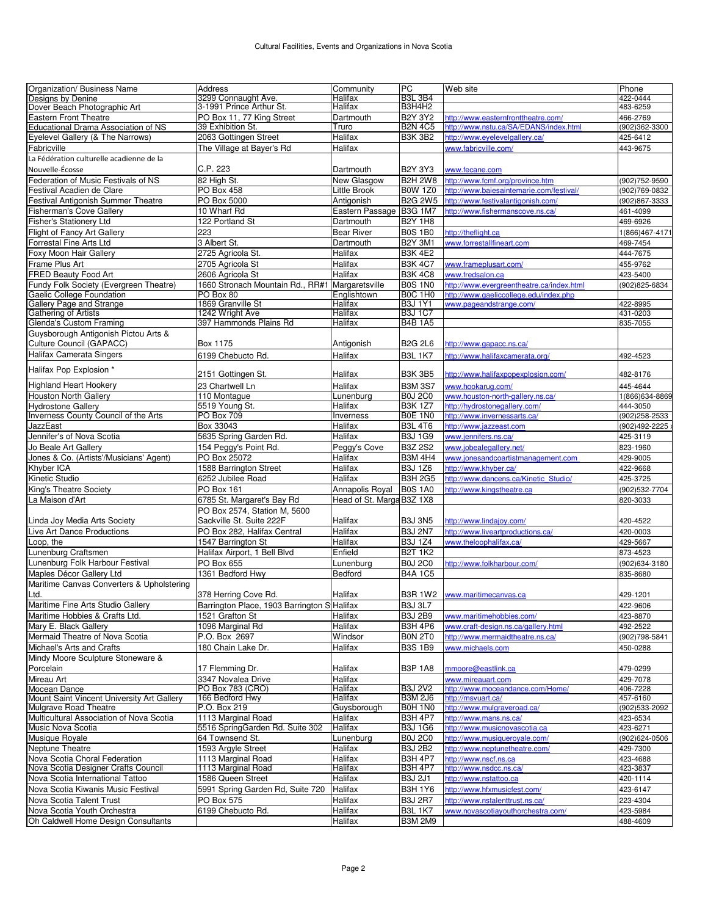| Organization/ Business Name | Address | Community | PC | Web site | Phone |
|---|---|---|---|---|---|
| Designs by Denine | 3299 Connaught Ave. | Halifax | B3L 3B4 | | 422-0444 |
| Dover Beach Photographic Art | 3-1991 Prince Arthur St. | Halifax | B3H4H2 | | 483-6259 |
| Eastern Front Theatre | PO Box 11, 77 King Street | Dartmouth | B2Y 3Y2 | http://www.easternfronttheatre.com/ | 466-2769 |
| Educational Drama Association of NS | 39 Exhibition St. | Truro | B2N 4C5 | http://www.nstu.ca/SA/EDANS/index.html | (902)362-3300 |
| Eyelevel Gallery (& The Narrows) | 2063 Gottingen Street | Halifax | B3K 3B2 | http://www.eyelevelgallery.ca/ | 425-6412 |
| Fabricville | The Village at Bayer's Rd | Halifax | | www.fabricville.com/ | 443-9675 |
| La Fédération culturelle acadienne de la Nouvelle-Écosse | C.P. 223 | Dartmouth | B2Y 3Y3 | www.fecane.com | |
| Federation of Music Festivals of NS | 82 High St. | New Glasgow | B2H 2W8 | http://www.fcmf.org/province.htm | (902)752-9590 |
| Festival Acadien de Clare | PO Box 458 | Little Brook | B0W 1Z0 | http://www.baiesaintemarie.com/festival/ | (902)769-0832 |
| Festival Antigonish Summer Theatre | PO Box 5000 | Antigonish | B2G 2W5 | http://www.festivalantigonish.com/ | (902)867-3333 |
| Fisherman's Cove Gallery | 10 Wharf Rd | Eastern Passage | B3G 1M7 | http://www.fishermanscove.ns.ca/ | 461-4099 |
| Fisher's Stationery Ltd | 122 Portland St | Dartmouth | B2Y 1H8 | | 469-6926 |
| Flight of Fancy Art Gallery | 223 | Bear River | B0S 1B0 | http://theflight.ca | 1(866)467-4171 |
| Forrestal Fine Arts Ltd | 3 Albert St. | Dartmouth | B2Y 3M1 | www.forrestallfineart.com | 469-7454 |
| Foxy Moon Hair Gallery | 2725 Agricola St. | Halifax | B3K 4E2 | | 444-7675 |
| Frame Plus Art | 2705 Agricola St | Halifax | B3K 4C7 | www.frameplusart.com/ | 455-9762 |
| FRED Beauty Food Art | 2606 Agricola St | Halifax | B3K 4C8 | www.fredsalon.ca | 423-5400 |
| Fundy Folk Society (Evergreen Theatre) | 1660 Stronach Mountain Rd., RR#1 | Margaretsville | B0S 1N0 | http://www.evergreentheatre.ca/index.html | (902)825-6834 |
| Gaelic College Foundation | PO Box 80 | Englishtown | B0C 1H0 | http://www.gaeliccollege.edu/index.php | |
| Gallery Page and Strange | 1869 Granville St | Halifax | B3J 1Y1 | www.pageandstrange.com/ | 422-8995 |
| Gathering of Artists | 1242 Wright Ave | Halifax | B3J 1C7 | | 431-0203 |
| Glenda's Custom Framing | 397 Hammonds Plains Rd | Halifax | B4B 1A5 | | 835-7055 |
| Guysborough Antigonish Pictou Arts & Culture Council (GAPACC) | Box 1175 | Antigonish | B2G 2L6 | http://www.gapacc.ns.ca/ | |
| Halifax Camerata Singers | 6199 Chebucto Rd. | Halifax | B3L 1K7 | http://www.halifaxcamerata.org/ | 492-4523 |
| Halifax Pop Explosion * | 2151 Gottingen St. | Halifax | B3K 3B5 | http://www.halifaxpopexplosion.com/ | 482-8176 |
| Highland Heart Hookery | 23 Chartwell Ln | Halifax | B3M 3S7 | www.hookarug.com/ | 445-4644 |
| Houston North Gallery | 110 Montague | Lunenburg | B0J 2C0 | www.houston-north-gallery.ns.ca/ | 1(866)634-8869 |
| Hydrostone Gallery | 5519 Young St. | Halifax | B3K 1Z7 | http://hydrostonegallery.com/ | 444-3050 |
| Inverness County Council of the Arts | PO Box 709 | Inverness | B0E 1N0 | http://www.invernessarts.ca/ | (902)258-2533 |
| JazzEast | Box 33043 | Halifax | B3L 4T6 | http://www.jazzeast.com | (902)492-2225 |
| Jennifer's of Nova Scotia | 5635 Spring Garden Rd. | Halifax | B3J 1G9 | www.jennifers.ns.ca/ | 425-3119 |
| Jo Beale Art Gallery | 154 Peggy's Point Rd. | Peggy's Cove | B3Z 2S2 | www.jobealegallery.net/ | 823-1960 |
| Jones & Co. (Artists'/Musicians' Agent) | PO Box 25072 | Halifax | B3M 4H4 | www.jonesandcoartistmanagement.com | 429-9005 |
| Khyber ICA | 1588 Barrington Street | Halifax | B3J 1Z6 | http://www.khyber.ca/ | 422-9668 |
| Kinetic Studio | 6252 Jubilee Road | Halifax | B3H 2G5 | http://www.dancens.ca/Kinetic_Studio/ | 425-3725 |
| King's Theatre Society | PO Box 161 | Annapolis Royal | B0S 1A0 | http://www.kingstheatre.ca | (902)532-7704 |
| La Maison d'Art | 6785 St. Margaret's Bay Rd | Head of St. Marga | B3Z 1X8 | | 820-3033 |
| Linda Joy Media Arts Society | PO Box 2574, Station M, 5600 Sackville St. Suite 222F | Halifax | B3J 3N5 | http://www.lindajoy.com/ | 420-4522 |
| Live Art Dance Productions | PO Box 282, Halifax Central | Halifax | B3J 2N7 | http://www.liveartproductions.ca/ | 420-0003 |
| Loop, the | 1547 Barrington St | Halifax | B3J 1Z4 | www.theloophalifax.ca/ | 429-5667 |
| Lunenburg Craftsmen | Halifax Airport, 1 Bell Blvd | Enfield | B2T 1K2 | | 873-4523 |
| Lunenburg Folk Harbour Festival | PO Box 655 | Lunenburg | B0J 2C0 | http://www.folkharbour.com/ | (902)634-3180 |
| Maples Décor Gallery Ltd | 1361 Bedford Hwy | Bedford | B4A 1C5 | | 835-8680 |
| Maritime Canvas Converters & Upholstering Ltd. | 378 Herring Cove Rd. | Halifax | B3R 1W2 | www.maritimecanvas.ca | 429-1201 |
| Maritime Fine Arts Studio Gallery | Barrington Place, 1903 Barrington S | Halifax | B3J 3L7 | | 422-9606 |
| Maritime Hobbies & Crafts Ltd. | 1521 Grafton St | Halifax | B3J 2B9 | www.maritimehobbies.com/ | 423-8870 |
| Mary E. Black Gallery | 1096 Marginal Rd | Halifax | B3H 4P6 | www.craft-design.ns.ca/gallery.html | 492-2522 |
| Mermaid Theatre of Nova Scotia | P.O. Box 2697 | Windsor | B0N 2T0 | http://www.mermaidtheatre.ns.ca/ | (902)798-5841 |
| Michael's Arts and Crafts | 180 Chain Lake Dr. | Halifax | B3S 1B9 | www.michaels.com | 450-0288 |
| Mindy Moore Sculpture Stoneware & Porcelain | 17 Flemming Dr. | Halifax | B3P 1A8 | mmoore@eastlink.ca | 479-0299 |
| Mireau Art | 3347 Novalea Drive | Halifax | | www.mireauart.com | 429-7078 |
| Mocean Dance | PO Box 783 (CRO) | Halifax | B3J 2V2 | http://www.moceandance.com/Home/ | 406-7228 |
| Mount Saint Vincent University Art Gallery | 166 Bedford Hwy | Halifax | B3M 2J6 | http://msvuart.ca/ | 457-6160 |
| Mulgrave Road Theatre | P.O. Box 219 | Guysborough | B0H 1N0 | http://www.mulgraveroad.ca/ | (902)533-2092 |
| Multicultural Association of Nova Scotia | 1113 Marginal Road | Halifax | B3H 4P7 | http://www.mans.ns.ca/ | 423-6534 |
| Music Nova Scotia | 5516 SpringGarden Rd. Suite 302 | Halifax | B3J 1G6 | http://www.musicnovascotia.ca | 423-6271 |
| Musique Royale | 64 Townsend St. | Lunenburg | B0J 2C0 | http://www.musiqueroyale.com/ | (902)624-0506 |
| Neptune Theatre | 1593 Argyle Street | Halifax | B3J 2B2 | http://www.neptunetheatre.com/ | 429-7300 |
| Nova Scotia Choral Federation | 1113 Marginal Road | Halifax | B3H 4P7 | http://www.nscf.ns.ca | 423-4688 |
| Nova Scotia Designer Crafts Council | 1113 Marginal Road | Halifax | B3H 4P7 | http://www.nsdcc.ns.ca/ | 423-3837 |
| Nova Scotia International Tattoo | 1586 Queen Street | Halifax | B3J 2J1 | http://www.nstattoo.ca | 420-1114 |
| Nova Scotia Kiwanis Music Festival | 5991 Spring Garden Rd, Suite 720 | Halifax | B3H 1Y6 | http://www.hfxmusicfest.com/ | 423-6147 |
| Nova Scotia Talent Trust | PO Box 575 | Halifax | B3J 2R7 | http://www.nstalenttrust.ns.ca/ | 223-4304 |
| Nova Scotia Youth Orchestra | 6199 Chebucto Rd. | Halifax | B3L 1K7 | www.novascotiayouthorchestra.com/ | 423-5984 |
| Oh Caldwell Home Design Consultants | | Halifax | B3M 2M9 | | 488-4609 |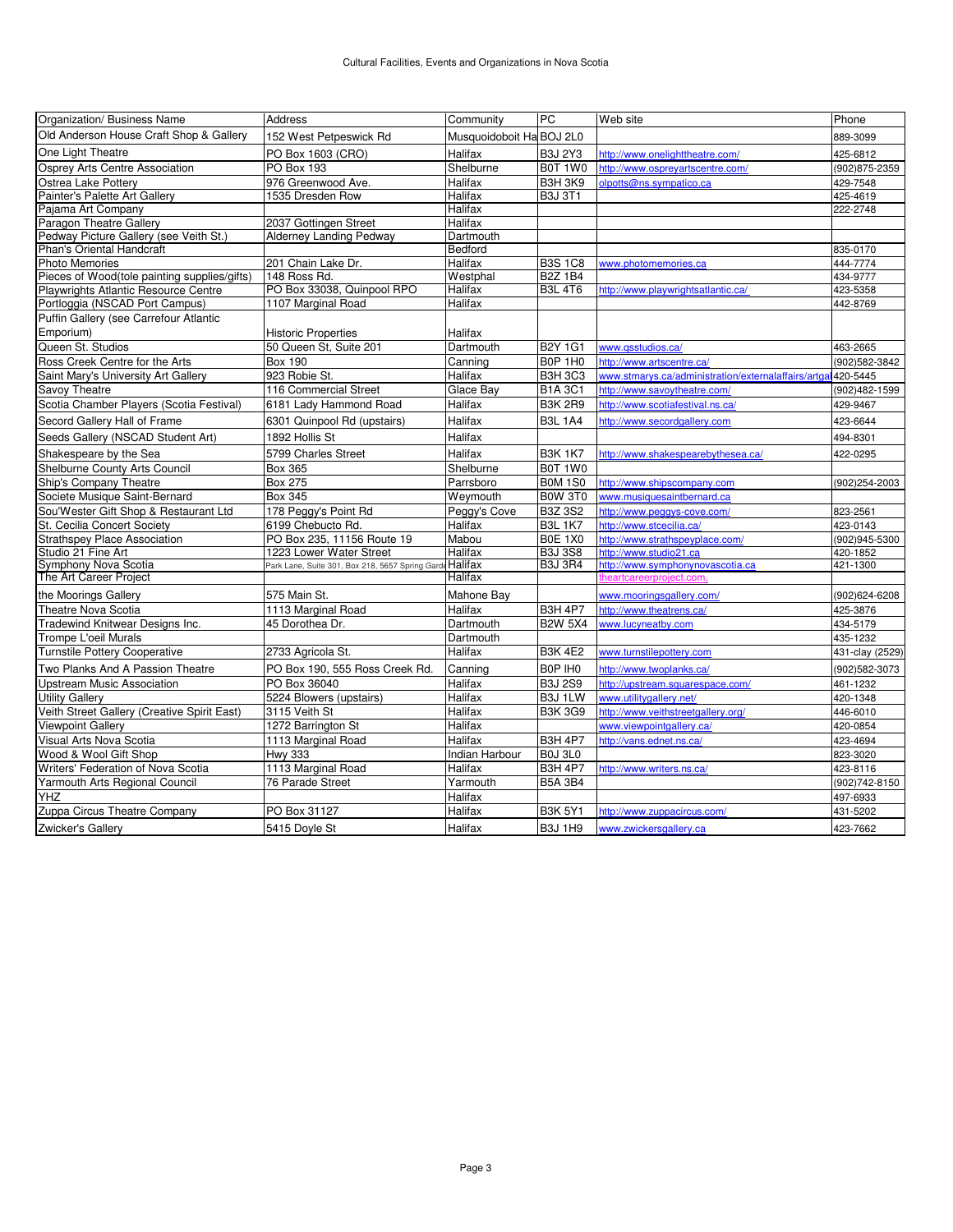| Organization/ Business Name | Address | Community | PC | Web site | Phone |
|---|---|---|---|---|---|
| Old Anderson House Craft Shop & Gallery | 152 West Petpeswick Rd | Musquoidoboit Ha | BOJ 2L0 | | 889-3099 |
| One Light Theatre | PO Box 1603 (CRO) | Halifax | B3J 2Y3 | http://www.onelighttheatre.com/ | 425-6812 |
| Osprey Arts Centre Association | PO Box 193 | Shelburne | B0T 1W0 | http://www.ospreyartscentre.com/ | (902)875-2359 |
| Ostrea Lake Pottery | 976 Greenwood Ave. | Halifax | B3H 3K9 | olpotts@ns.sympatico.ca | 429-7548 |
| Painter's Palette Art Gallery | 1535 Dresden Row | Halifax | B3J 3T1 | | 425-4619 |
| Pajama Art Company | | Halifax | | | 222-2748 |
| Paragon Theatre Gallery | 2037 Gottingen Street | Halifax | | | |
| Pedway Picture Gallery (see Veith St.) | Alderney Landing Pedway | Dartmouth | | | |
| Phan's Oriental Handcraft | | Bedford | | | 835-0170 |
| Photo Memories | 201 Chain Lake Dr. | Halifax | B3S 1C8 | www.photomemories.ca | 444-7774 |
| Pieces of Wood(tole painting supplies/gifts) | 148 Ross Rd. | Westphal | B2Z 1B4 | | 434-9777 |
| Playwrights Atlantic Resource Centre | PO Box 33038, Quinpool RPO | Halifax | B3L 4T6 | http://www.playwrightsatlantic.ca/ | 423-5358 |
| Portloggia (NSCAD Port Campus) | 1107 Marginal Road | Halifax | | | 442-8769 |
| Puffin Gallery (see Carrefour Atlantic Emporium) | Historic Properties | Halifax | | | |
| Queen St. Studios | 50 Queen St, Suite 201 | Dartmouth | B2Y 1G1 | www.qsstudios.ca/ | 463-2665 |
| Ross Creek Centre for the Arts | Box 190 | Canning | B0P 1H0 | http://www.artscentre.ca/ | (902)582-3842 |
| Saint Mary's University Art Gallery | 923 Robie St. | Halifax | B3H 3C3 | www.stmarys.ca/administration/externalaffairs/artgal | 420-5445 |
| Savoy Theatre | 116 Commercial Street | Glace Bay | B1A 3C1 | http://www.savoytheatre.com/ | (902)482-1599 |
| Scotia Chamber Players (Scotia Festival) | 6181 Lady Hammond Road | Halifax | B3K 2R9 | http://www.scotiafestival.ns.ca/ | 429-9467 |
| Secord Gallery Hall of Frame | 6301 Quinpool Rd (upstairs) | Halifax | B3L 1A4 | http://www.secordgallery.com | 423-6644 |
| Seeds Gallery (NSCAD Student Art) | 1892 Hollis St | Halifax | | | 494-8301 |
| Shakespeare by the Sea | 5799 Charles Street | Halifax | B3K 1K7 | http://www.shakespearebythesea.ca/ | 422-0295 |
| Shelburne County Arts Council | Box 365 | Shelburne | B0T 1W0 | | |
| Ship's Company Theatre | Box 275 | Parrsboro | B0M 1S0 | http://www.shipscompany.com | (902)254-2003 |
| Societe Musique Saint-Bernard | Box 345 | Weymouth | B0W 3T0 | www.musiquesaintbernard.ca | |
| Sou'Wester Gift Shop & Restaurant Ltd | 178 Peggy's Point Rd | Peggy's Cove | B3Z 3S2 | http://www.peggys-cove.com/ | 823-2561 |
| St. Cecilia Concert Society | 6199 Chebucto Rd. | Halifax | B3L 1K7 | http://www.stcecilia.ca/ | 423-0143 |
| Strathspey Place Association | PO Box 235, 11156 Route 19 | Mabou | B0E 1X0 | http://www.strathspeyplace.com/ | (902)945-5300 |
| Studio 21 Fine Art | 1223 Lower Water Street | Halifax | B3J 3S8 | http://www.studio21.ca | 420-1852 |
| Symphony Nova Scotia | Park Lane, Suite 301, Box 218, 5657 Spring Garde | Halifax | B3J 3R4 | http://www.symphonynovascotia.ca | 421-1300 |
| The Art Career Project | | Halifax | | theartcareerproject.com, | |
| the Moorings Gallery | 575 Main St. | Mahone Bay | | www.mooringsgallery.com/ | (902)624-6208 |
| Theatre Nova Scotia | 1113 Marginal Road | Halifax | B3H 4P7 | http://www.theatrens.ca/ | 425-3876 |
| Tradewind Knitwear Designs Inc. | 45 Dorothea Dr. | Dartmouth | B2W 5X4 | www.lucyneatby.com | 434-5179 |
| Trompe L'oeil Murals | | Dartmouth | | | 435-1232 |
| Turnstile Pottery Cooperative | 2733 Agricola St. | Halifax | B3K 4E2 | www.turnstilepottery.com | 431-clay (2529) |
| Two Planks And A Passion Theatre | PO Box 190, 555 Ross Creek Rd. | Canning | B0P IH0 | http://www.twoplanks.ca/ | (902)582-3073 |
| Upstream Music Association | PO Box 36040 | Halifax | B3J 2S9 | http://upstream.squarespace.com/ | 461-1232 |
| Utility Gallery | 5224 Blowers (upstairs) | Halifax | B3J 1LW | www.utilitygallery.net/ | 420-1348 |
| Veith Street Gallery (Creative Spirit East) | 3115 Veith St | Halifax | B3K 3G9 | http://www.veithstreetgallery.org/ | 446-6010 |
| Viewpoint Gallery | 1272 Barrington St | Halifax | | www.viewpointgallery.ca/ | 420-0854 |
| Visual Arts Nova Scotia | 1113 Marginal Road | Halifax | B3H 4P7 | http://vans.ednet.ns.ca/ | 423-4694 |
| Wood & Wool Gift Shop | Hwy 333 | Indian Harbour | B0J 3L0 | | 823-3020 |
| Writers' Federation of Nova Scotia | 1113 Marginal Road | Halifax | B3H 4P7 | http://www.writers.ns.ca/ | 423-8116 |
| Yarmouth Arts Regional Council | 76 Parade Street | Yarmouth | B5A 3B4 | | (902)742-8150 |
| YHZ | | Halifax | | | 497-6933 |
| Zuppa Circus Theatre Company | PO Box 31127 | Halifax | B3K 5Y1 | http://www.zuppacircus.com/ | 431-5202 |
| Zwicker's Gallery | 5415 Doyle St | Halifax | B3J 1H9 | www.zwickersgallery.ca | 423-7662 |